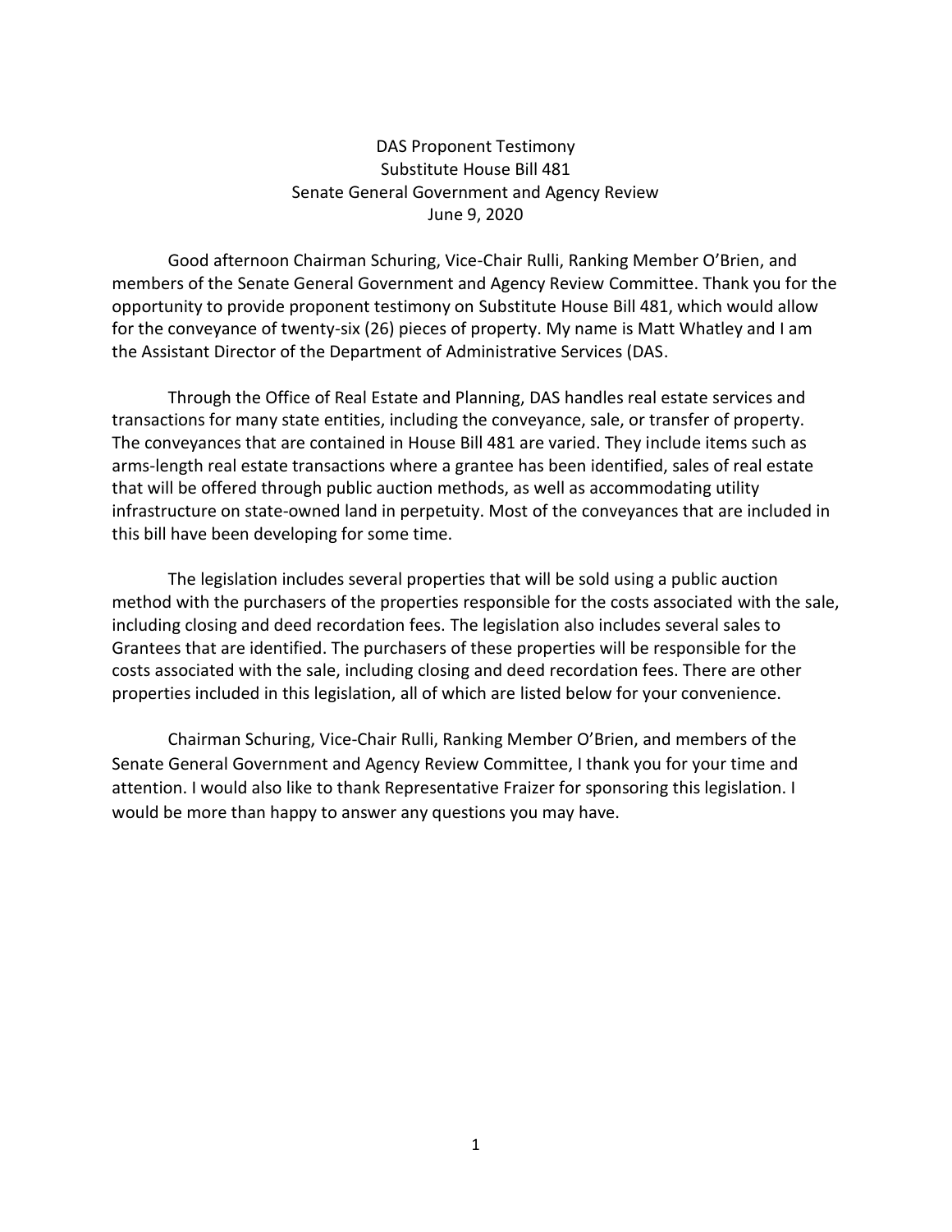DAS Proponent Testimony
Substitute House Bill 481
Senate General Government and Agency Review
June 9, 2020

Good afternoon Chairman Schuring, Vice-Chair Rulli, Ranking Member O'Brien, and members of the Senate General Government and Agency Review Committee. Thank you for the opportunity to provide proponent testimony on Substitute House Bill 481, which would allow for the conveyance of twenty-six (26) pieces of property. My name is Matt Whatley and I am the Assistant Director of the Department of Administrative Services (DAS.

Through the Office of Real Estate and Planning, DAS handles real estate services and transactions for many state entities, including the conveyance, sale, or transfer of property. The conveyances that are contained in House Bill 481 are varied. They include items such as arms-length real estate transactions where a grantee has been identified, sales of real estate that will be offered through public auction methods, as well as accommodating utility infrastructure on state-owned land in perpetuity. Most of the conveyances that are included in this bill have been developing for some time.

The legislation includes several properties that will be sold using a public auction method with the purchasers of the properties responsible for the costs associated with the sale, including closing and deed recordation fees. The legislation also includes several sales to Grantees that are identified. The purchasers of these properties will be responsible for the costs associated with the sale, including closing and deed recordation fees. There are other properties included in this legislation, all of which are listed below for your convenience.

Chairman Schuring, Vice-Chair Rulli, Ranking Member O'Brien, and members of the Senate General Government and Agency Review Committee, I thank you for your time and attention. I would also like to thank Representative Fraizer for sponsoring this legislation. I would be more than happy to answer any questions you may have.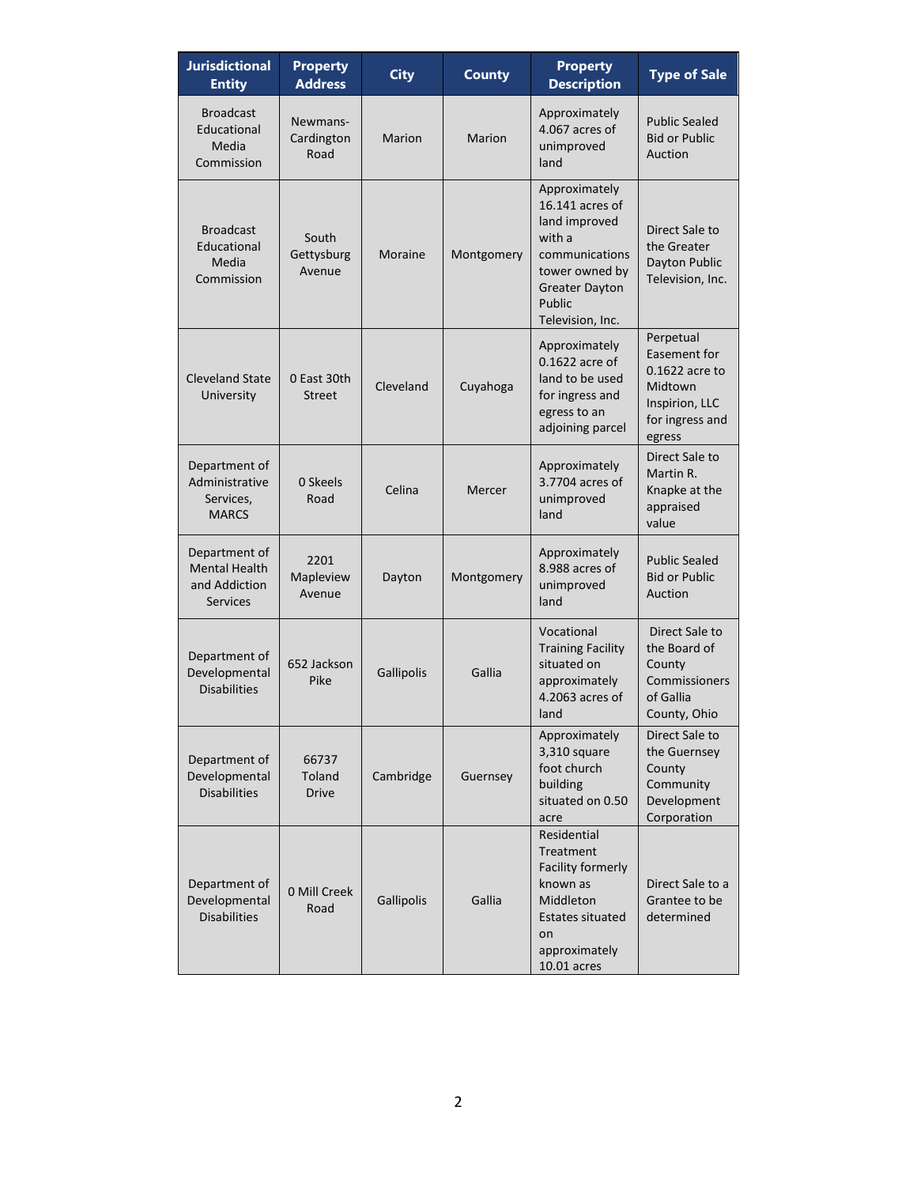| Jurisdictional Entity | Property Address | City | County | Property Description | Type of Sale |
|---|---|---|---|---|---|
| Broadcast Educational Media Commission | Newmans-Cardington Road | Marion | Marion | Approximately 4.067 acres of unimproved land | Public Sealed Bid or Public Auction |
| Broadcast Educational Media Commission | South Gettysburg Avenue | Moraine | Montgomery | Approximately 16.141 acres of land improved with a communications tower owned by Greater Dayton Public Television, Inc. | Direct Sale to the Greater Dayton Public Television, Inc. |
| Cleveland State University | 0 East 30th Street | Cleveland | Cuyahoga | Approximately 0.1622 acre of land to be used for ingress and egress to an adjoining parcel | Perpetual Easement for 0.1622 acre to Midtown Inspirion, LLC for ingress and egress |
| Department of Administrative Services, MARCS | 0 Skeels Road | Celina | Mercer | Approximately 3.7704 acres of unimproved land | Direct Sale to Martin R. Knapke at the appraised value |
| Department of Mental Health and Addiction Services | 2201 Mapleview Avenue | Dayton | Montgomery | Approximately 8.988 acres of unimproved land | Public Sealed Bid or Public Auction |
| Department of Developmental Disabilities | 652 Jackson Pike | Gallipolis | Gallia | Vocational Training Facility situated on approximately 4.2063 acres of land | Direct Sale to the Board of County Commissioners of Gallia County, Ohio |
| Department of Developmental Disabilities | 66737 Toland Drive | Cambridge | Guernsey | Approximately 3,310 square foot church building situated on 0.50 acre | Direct Sale to the Guernsey County Community Development Corporation |
| Department of Developmental Disabilities | 0 Mill Creek Road | Gallipolis | Gallia | Residential Treatment Facility formerly known as Middleton Estates situated on approximately 10.01 acres | Direct Sale to a Grantee to be determined |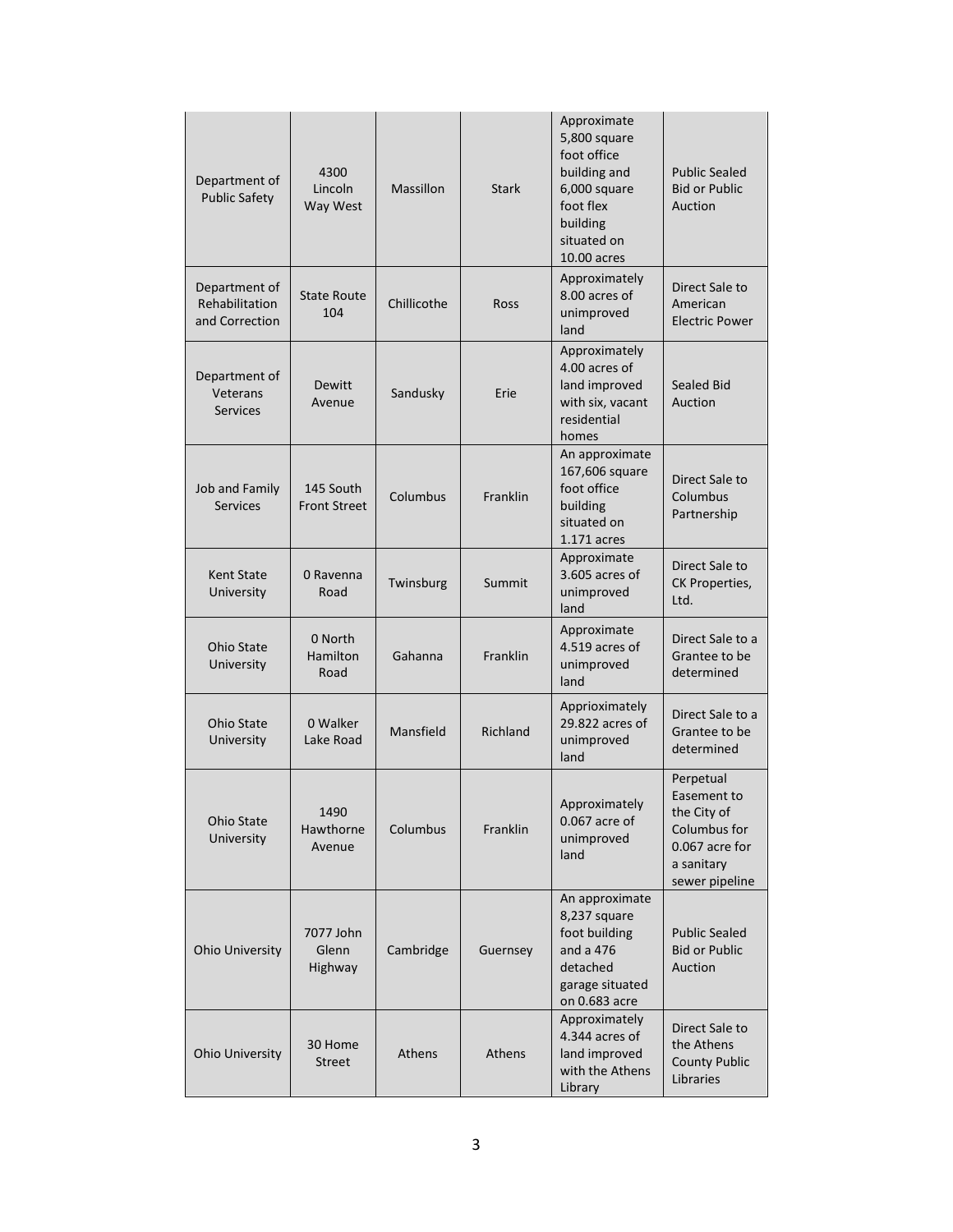| | | | | | |
|---|---|---|---|---|---|
| Department of Public Safety | 4300 Lincoln Way West | Massillon | Stark | Approximate 5,800 square foot office building and 6,000 square foot flex building situated on 10.00 acres | Public Sealed Bid or Public Auction |
| Department of Rehabilitation and Correction | State Route 104 | Chillicothe | Ross | Approximately 8.00 acres of unimproved land | Direct Sale to American Electric Power |
| Department of Veterans Services | Dewitt Avenue | Sandusky | Erie | Approximately 4.00 acres of land improved with six, vacant residential homes | Sealed Bid Auction |
| Job and Family Services | 145 South Front Street | Columbus | Franklin | An approximate 167,606 square foot office building situated on 1.171 acres | Direct Sale to Columbus Partnership |
| Kent State University | 0 Ravenna Road | Twinsburg | Summit | Approximate 3.605 acres of unimproved land | Direct Sale to CK Properties, Ltd. |
| Ohio State University | 0 North Hamilton Road | Gahanna | Franklin | Approximate 4.519 acres of unimproved land | Direct Sale to a Grantee to be determined |
| Ohio State University | 0 Walker Lake Road | Mansfield | Richland | Apprioximately 29.822 acres of unimproved land | Direct Sale to a Grantee to be determined |
| Ohio State University | 1490 Hawthorne Avenue | Columbus | Franklin | Approximately 0.067 acre of unimproved land | Perpetual Easement to the City of Columbus for 0.067 acre for a sanitary sewer pipeline |
| Ohio University | 7077 John Glenn Highway | Cambridge | Guernsey | An approximate 8,237 square foot building and a 476 detached garage situated on 0.683 acre | Public Sealed Bid or Public Auction |
| Ohio University | 30 Home Street | Athens | Athens | Approximately 4.344 acres of land improved with the Athens Library | Direct Sale to the Athens County Public Libraries |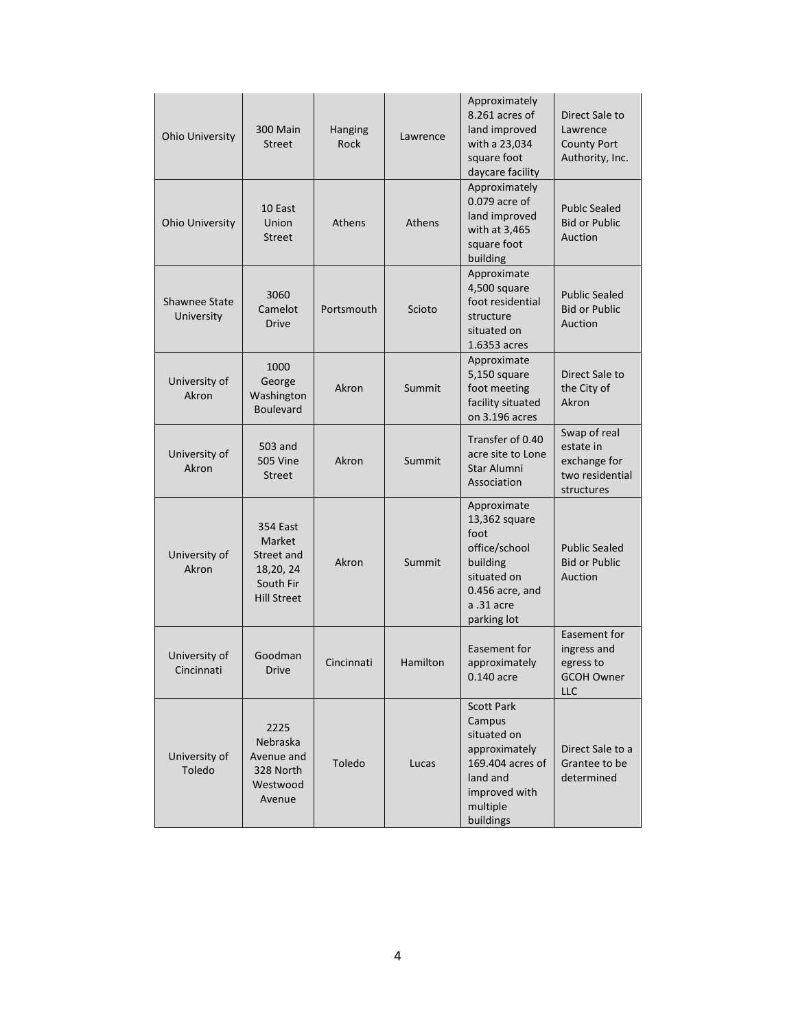| | | | | | |
|---|---|---|---|---|---|
| Ohio University | 300 Main Street | Hanging Rock | Lawrence | Approximately 8.261 acres of land improved with a 23,034 square foot daycare facility | Direct Sale to Lawrence County Port Authority, Inc. |
| Ohio University | 10 East Union Street | Athens | Athens | Approximately 0.079 acre of land improved with at 3,465 square foot building | Publc Sealed Bid or Public Auction |
| Shawnee State University | 3060 Camelot Drive | Portsmouth | Scioto | Approximate 4,500 square foot residential structure situated on 1.6353 acres | Public Sealed Bid or Public Auction |
| University of Akron | 1000 George Washington Boulevard | Akron | Summit | Approximate 5,150 square foot meeting facility situated on 3.196 acres | Direct Sale to the City of Akron |
| University of Akron | 503 and 505 Vine Street | Akron | Summit | Transfer of 0.40 acre site to Lone Star Alumni Association | Swap of real estate in exchange for two residential structures |
| University of Akron | 354 East Market Street and 18,20, 24 South Fir Hill Street | Akron | Summit | Approximate 13,362 square foot office/school building situated on 0.456 acre, and a .31 acre parking lot | Public Sealed Bid or Public Auction |
| University of Cincinnati | Goodman Drive | Cincinnati | Hamilton | Easement for approximately 0.140 acre | Easement for ingress and egress to GCOH Owner LLC |
| University of Toledo | 2225 Nebraska Avenue and 328 North Westwood Avenue | Toledo | Lucas | Scott Park Campus situated on approximately 169.404 acres of land and improved with multiple buildings | Direct Sale to a Grantee to be determined |